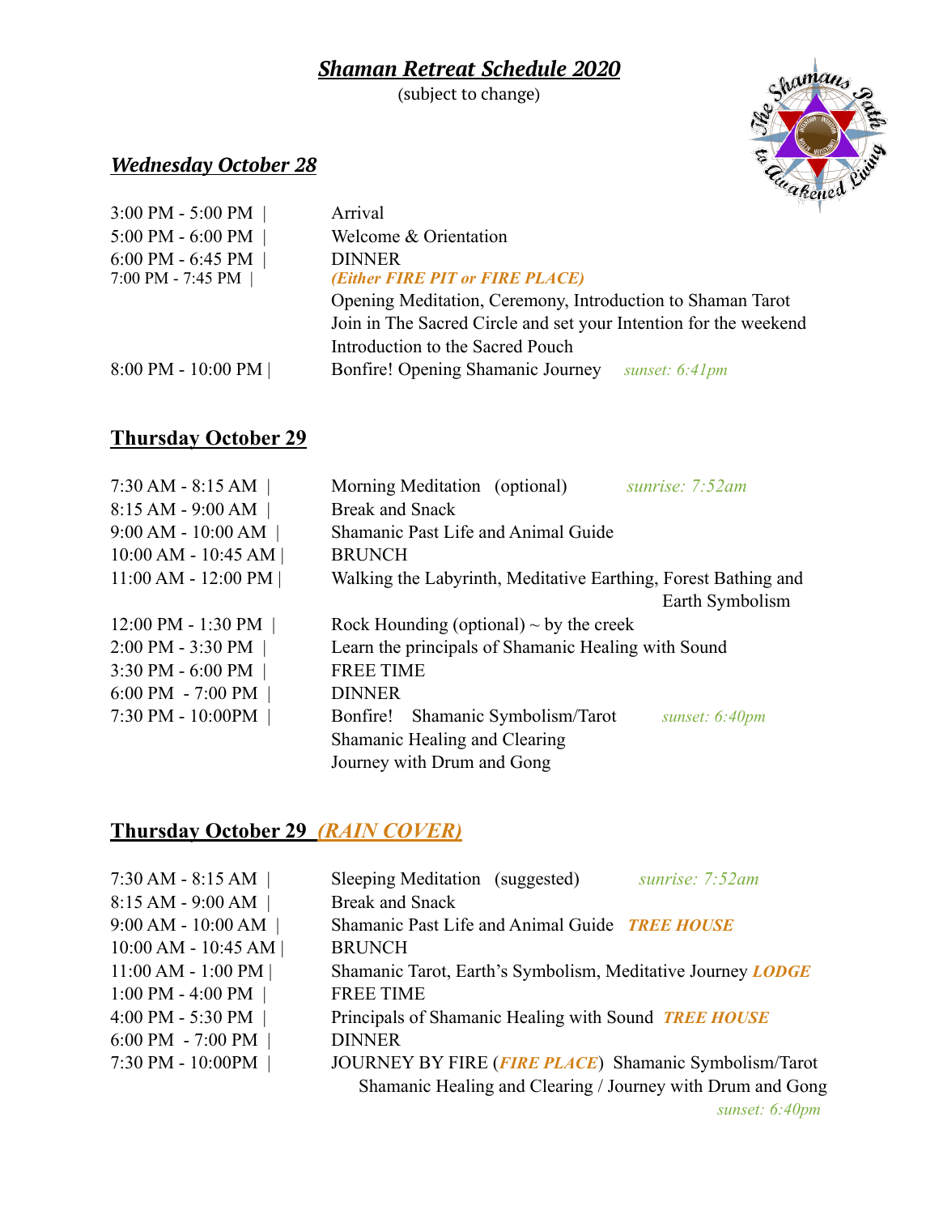# *Shaman Retreat Schedule 2020*

(subject to change)

## *Wednesday October 28*

| Time | Activity |
| --- | --- |
| 3:00 PM - 5:00 PM | Arrival |
| 5:00 PM - 6:00 PM | Welcome & Orientation |
| 6:00 PM - 6:45 PM | DINNER |
| 7:00 PM - 7:45 PM | ***(Either FIRE PIT or FIRE PLACE)*** Opening Meditation, Ceremony, Introduction to Shaman Tarot. Join in The Sacred Circle and set your Intention for the weekend. Introduction to the Sacred Pouch |
| 8:00 PM - 10:00 PM | Bonfire! Opening Shamanic Journey *sunset: 6:41pm* |

## Thursday October 29

| Time | Activity |
| --- | --- |
| 7:30 AM - 8:15 AM | Morning Meditation (optional) *sunrise: 7:52am* |
| 8:15 AM - 9:00 AM | Break and Snack |
| 9:00 AM - 10:00 AM | Shamanic Past Life and Animal Guide |
| 10:00 AM - 10:45 AM | BRUNCH |
| 11:00 AM - 12:00 PM | Walking the Labyrinth, Meditative Earthing, Forest Bathing and Earth Symbolism |
| 12:00 PM - 1:30 PM | Rock Hounding (optional) ~ by the creek |
| 2:00 PM - 3:30 PM | Learn the principals of Shamanic Healing with Sound |
| 3:30 PM - 6:00 PM | FREE TIME |
| 6:00 PM - 7:00 PM | DINNER |
| 7:30 PM - 10:00PM | Bonfire! Shamanic Symbolism/Tarot *sunset: 6:40pm* Shamanic Healing and Clearing. Journey with Drum and Gong |

## Thursday October 29 *(RAIN COVER)*

| Time | Activity |
| --- | --- |
| 7:30 AM - 8:15 AM | Sleeping Meditation (suggested) *sunrise: 7:52am* |
| 8:15 AM - 9:00 AM | Break and Snack |
| 9:00 AM - 10:00 AM | Shamanic Past Life and Animal Guide ***TREE HOUSE*** |
| 10:00 AM - 10:45 AM | BRUNCH |
| 11:00 AM - 1:00 PM | Shamanic Tarot, Earth's Symbolism, Meditative Journey ***LODGE*** |
| 1:00 PM - 4:00 PM | FREE TIME |
| 4:00 PM - 5:30 PM | Principals of Shamanic Healing with Sound ***TREE HOUSE*** |
| 6:00 PM - 7:00 PM | DINNER |
| 7:30 PM - 10:00PM | JOURNEY BY FIRE (***FIRE PLACE***) Shamanic Symbolism/Tarot. Shamanic Healing and Clearing / Journey with Drum and Gong *sunset: 6:40pm* |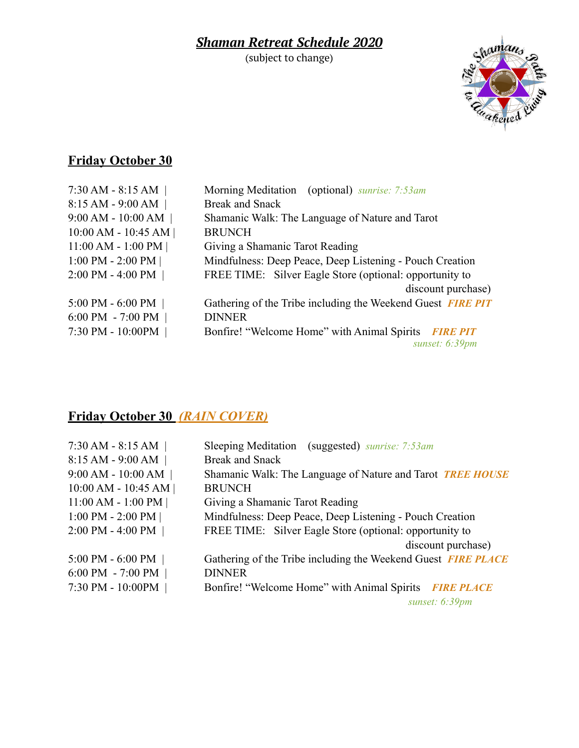# ***Shaman Retreat Schedule 2020***

(subject to change)

## Friday October 30

| | |
|---|---|
| 7:30 AM - 8:15 AM | Morning Meditation (optional) *sunrise: 7:53am* |
| 8:15 AM - 9:00 AM | Break and Snack |
| 9:00 AM - 10:00 AM | Shamanic Walk: The Language of Nature and Tarot |
| 10:00 AM - 10:45 AM | BRUNCH |
| 11:00 AM - 1:00 PM | Giving a Shamanic Tarot Reading |
| 1:00 PM - 2:00 PM | Mindfulness: Deep Peace, Deep Listening - Pouch Creation |
| 2:00 PM - 4:00 PM | FREE TIME: Silver Eagle Store (optional: opportunity to discount purchase) |
| 5:00 PM - 6:00 PM | Gathering of the Tribe including the Weekend Guest ***FIRE PIT*** |
| 6:00 PM - 7:00 PM | DINNER |
| 7:30 PM - 10:00PM | Bonfire! "Welcome Home" with Animal Spirits ***FIRE PIT*** *sunset: 6:39pm* |

## Friday October 30 ***(RAIN COVER)***

| | |
|---|---|
| 7:30 AM - 8:15 AM | Sleeping Meditation (suggested) *sunrise: 7:53am* |
| 8:15 AM - 9:00 AM | Break and Snack |
| 9:00 AM - 10:00 AM | Shamanic Walk: The Language of Nature and Tarot ***TREE HOUSE*** |
| 10:00 AM - 10:45 AM | BRUNCH |
| 11:00 AM - 1:00 PM | Giving a Shamanic Tarot Reading |
| 1:00 PM - 2:00 PM | Mindfulness: Deep Peace, Deep Listening - Pouch Creation |
| 2:00 PM - 4:00 PM | FREE TIME: Silver Eagle Store (optional: opportunity to discount purchase) |
| 5:00 PM - 6:00 PM | Gathering of the Tribe including the Weekend Guest ***FIRE PLACE*** |
| 6:00 PM - 7:00 PM | DINNER |
| 7:30 PM - 10:00PM | Bonfire! "Welcome Home" with Animal Spirits ***FIRE PLACE*** *sunset: 6:39pm* |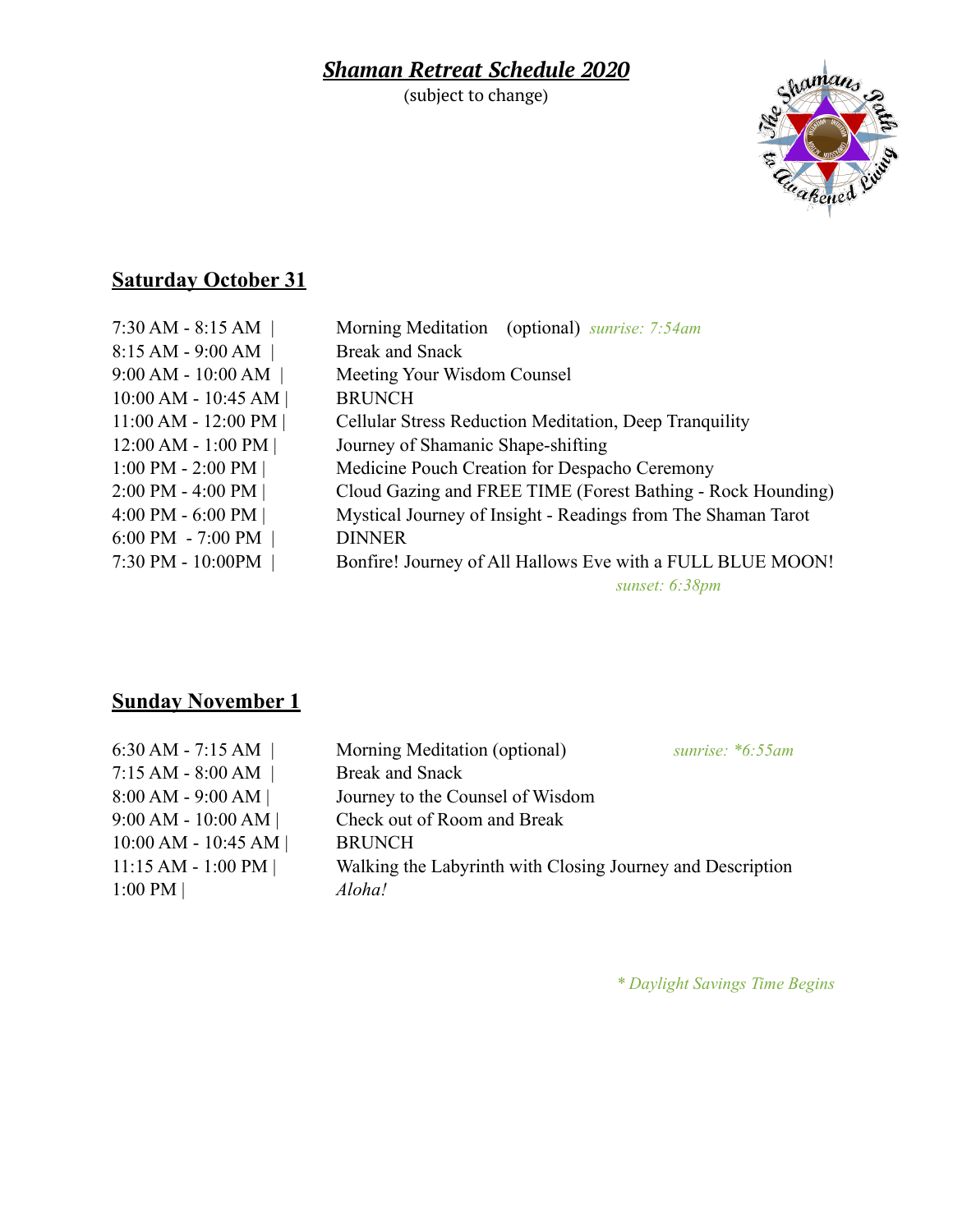# ***Shaman Retreat Schedule 2020***

(subject to change)

## Saturday October 31

| | |
|---|---|
| 7:30 AM - 8:15 AM \| | Morning Meditation (optional) *sunrise: 7:54am* |
| 8:15 AM - 9:00 AM \| | Break and Snack |
| 9:00 AM - 10:00 AM \| | Meeting Your Wisdom Counsel |
| 10:00 AM - 10:45 AM \| | BRUNCH |
| 11:00 AM - 12:00 PM \| | Cellular Stress Reduction Meditation, Deep Tranquility |
| 12:00 AM - 1:00 PM \| | Journey of Shamanic Shape-shifting |
| 1:00 PM - 2:00 PM \| | Medicine Pouch Creation for Despacho Ceremony |
| 2:00 PM - 4:00 PM \| | Cloud Gazing and FREE TIME (Forest Bathing - Rock Hounding) |
| 4:00 PM - 6:00 PM \| | Mystical Journey of Insight - Readings from The Shaman Tarot |
| 6:00 PM - 7:00 PM \| | DINNER |
| 7:30 PM - 10:00PM \| | Bonfire! Journey of All Hallows Eve with a FULL BLUE MOON! *sunset: 6:38pm* |

## Sunday November 1

| | |
|---|---|
| 6:30 AM - 7:15 AM \| | Morning Meditation (optional) *sunrise: \*6:55am* |
| 7:15 AM - 8:00 AM \| | Break and Snack |
| 8:00 AM - 9:00 AM \| | Journey to the Counsel of Wisdom |
| 9:00 AM - 10:00 AM \| | Check out of Room and Break |
| 10:00 AM - 10:45 AM \| | BRUNCH |
| 11:15 AM - 1:00 PM \| | Walking the Labyrinth with Closing Journey and Description |
| 1:00 PM \| | *Aloha!* |

*\* Daylight Savings Time Begins*